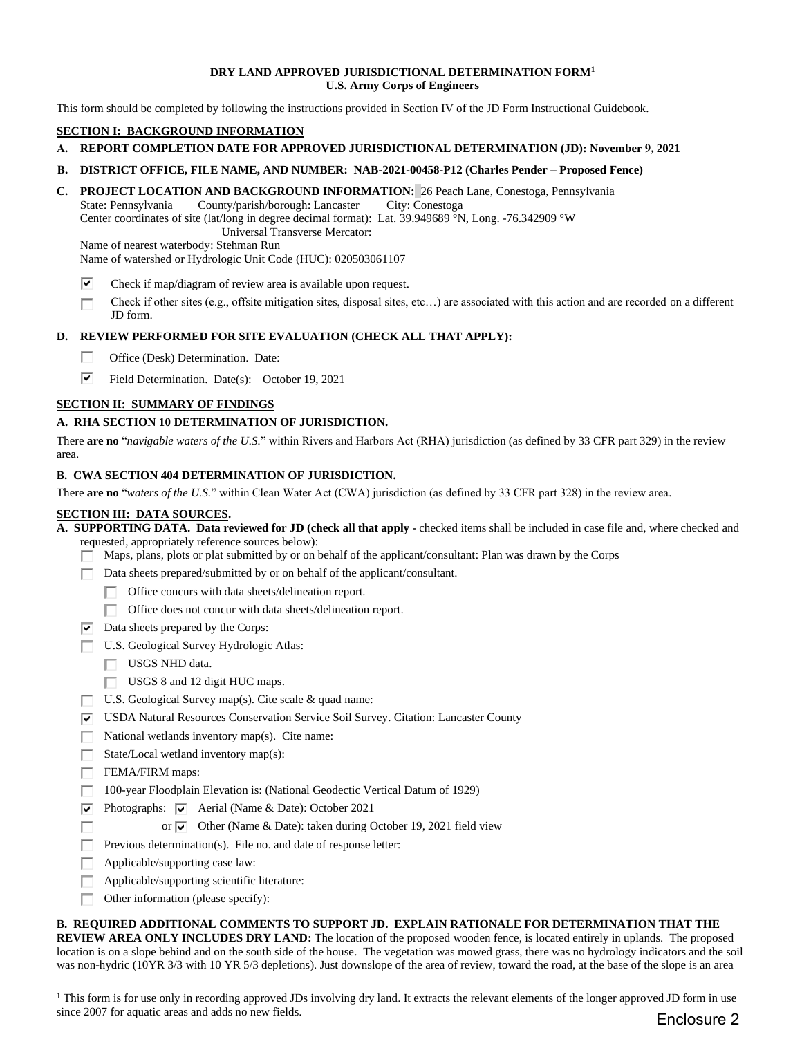**DRY LAND APPROVED JURISDICTIONAL DETERMINATION FORM[1]**
**U.S. Army Corps of Engineers**

This form should be completed by following the instructions provided in Section IV of the JD Form Instructional Guidebook.

## SECTION I: BACKGROUND INFORMATION

**A. REPORT COMPLETION DATE FOR APPROVED JURISDICTIONAL DETERMINATION (JD): November 9, 2021**

**B. DISTRICT OFFICE, FILE NAME, AND NUMBER: NAB-2021-00458-P12 (Charles Pender – Proposed Fence)**

**C. PROJECT LOCATION AND BACKGROUND INFORMATION:** 26 Peach Lane, Conestoga, Pennsylvania
State: Pennsylvania County/parish/borough: Lancaster City: Conestoga
Center coordinates of site (lat/long in degree decimal format): Lat. 39.949689 °N, Long. -76.342909 °W
Universal Transverse Mercator:
Name of nearest waterbody: Stehman Run
Name of watershed or Hydrologic Unit Code (HUC): 020503061107

- [x] Check if map/diagram of review area is available upon request.
- [ ] Check if other sites (e.g., offsite mitigation sites, disposal sites, etc…) are associated with this action and are recorded on a different JD form.

**D. REVIEW PERFORMED FOR SITE EVALUATION (CHECK ALL THAT APPLY):**

- [ ] Office (Desk) Determination. Date:
- [x] Field Determination. Date(s): October 19, 2021

## SECTION II: SUMMARY OF FINDINGS

**A. RHA SECTION 10 DETERMINATION OF JURISDICTION.**

There **are no** "*navigable waters of the U.S.*" within Rivers and Harbors Act (RHA) jurisdiction (as defined by 33 CFR part 329) in the review area.

**B. CWA SECTION 404 DETERMINATION OF JURISDICTION.**

There **are no** "*waters of the U.S.*" within Clean Water Act (CWA) jurisdiction (as defined by 33 CFR part 328) in the review area.

## SECTION III: DATA SOURCES.

**A. SUPPORTING DATA. Data reviewed for JD (check all that apply -** checked items shall be included in case file and, where checked and requested, appropriately reference sources below):

- [ ] Maps, plans, plots or plat submitted by or on behalf of the applicant/consultant: Plan was drawn by the Corps
- [ ] Data sheets prepared/submitted by or on behalf of the applicant/consultant.
  - [ ] Office concurs with data sheets/delineation report.
  - [ ] Office does not concur with data sheets/delineation report.
- [x] Data sheets prepared by the Corps:
- [ ] U.S. Geological Survey Hydrologic Atlas:
  - [ ] USGS NHD data.
  - [ ] USGS 8 and 12 digit HUC maps.
- [ ] U.S. Geological Survey map(s). Cite scale & quad name:
- [x] USDA Natural Resources Conservation Service Soil Survey. Citation: Lancaster County
- [ ] National wetlands inventory map(s). Cite name:
- [ ] State/Local wetland inventory map(s):
- [ ] FEMA/FIRM maps:
- [ ] 100-year Floodplain Elevation is: (National Geodectic Vertical Datum of 1929)
- [x] Photographs: [x] Aerial (Name & Date): October 2021
- [ ] or [x] Other (Name & Date): taken during October 19, 2021 field view
- [ ] Previous determination(s). File no. and date of response letter:
- [ ] Applicable/supporting case law:
- [ ] Applicable/supporting scientific literature:
- [ ] Other information (please specify):

**B. REQUIRED ADDITIONAL COMMENTS TO SUPPORT JD. EXPLAIN RATIONALE FOR DETERMINATION THAT THE REVIEW AREA ONLY INCLUDES DRY LAND:** The location of the proposed wooden fence, is located entirely in uplands. The proposed location is on a slope behind and on the south side of the house. The vegetation was mowed grass, there was no hydrology indicators and the soil was non-hydric (10YR 3/3 with 10 YR 5/3 depletions). Just downslope of the area of review, toward the road, at the base of the slope is an area

[1] This form is for use only in recording approved JDs involving dry land. It extracts the relevant elements of the longer approved JD form in use since 2007 for aquatic areas and adds no new fields.

Enclosure 2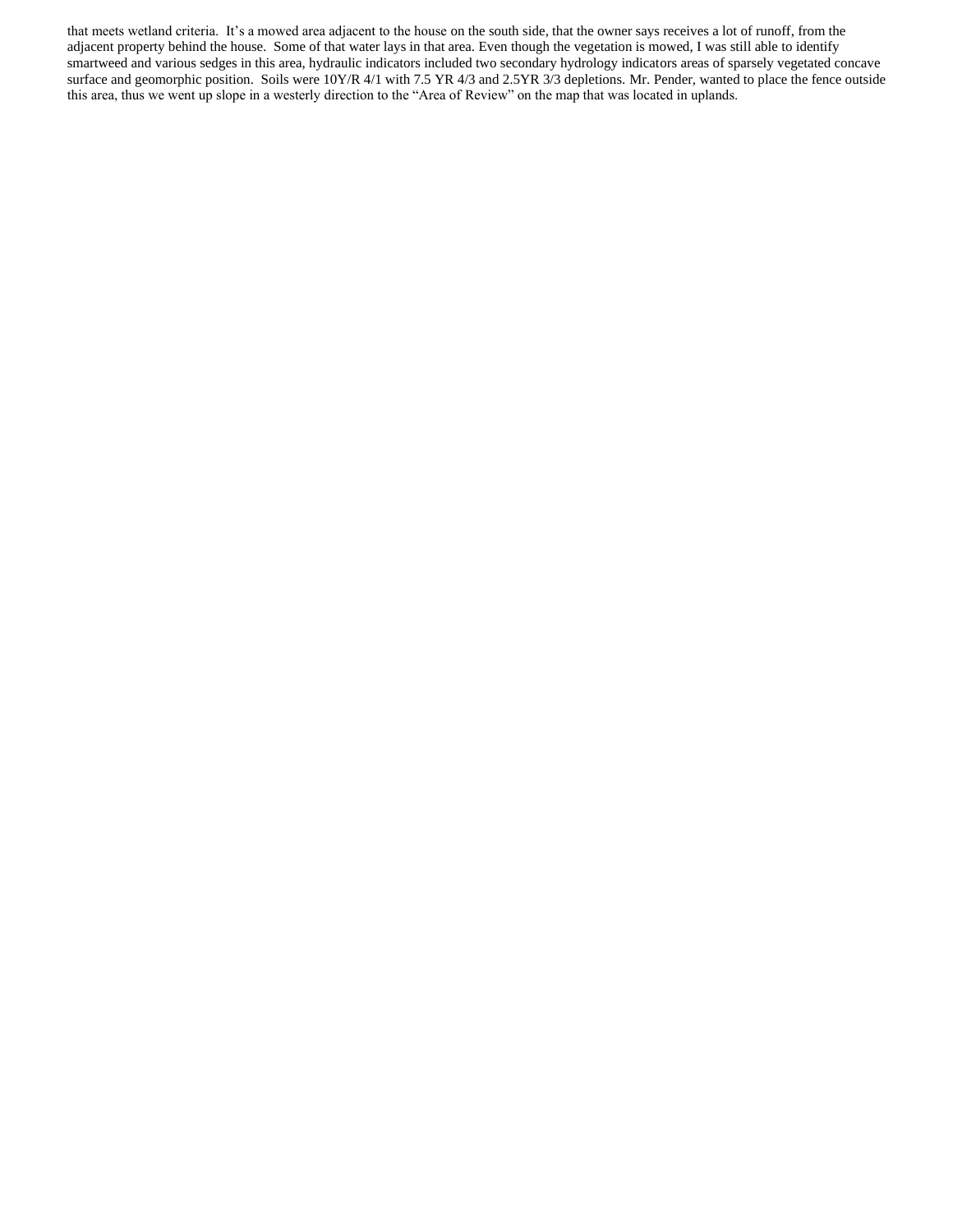that meets wetland criteria. It's a mowed area adjacent to the house on the south side, that the owner says receives a lot of runoff, from the adjacent property behind the house. Some of that water lays in that area. Even though the vegetation is mowed, I was still able to identify smartweed and various sedges in this area, hydraulic indicators included two secondary hydrology indicators areas of sparsely vegetated concave surface and geomorphic position. Soils were 10Y/R 4/1 with 7.5 YR 4/3 and 2.5YR 3/3 depletions. Mr. Pender, wanted to place the fence outside this area, thus we went up slope in a westerly direction to the "Area of Review" on the map that was located in uplands.